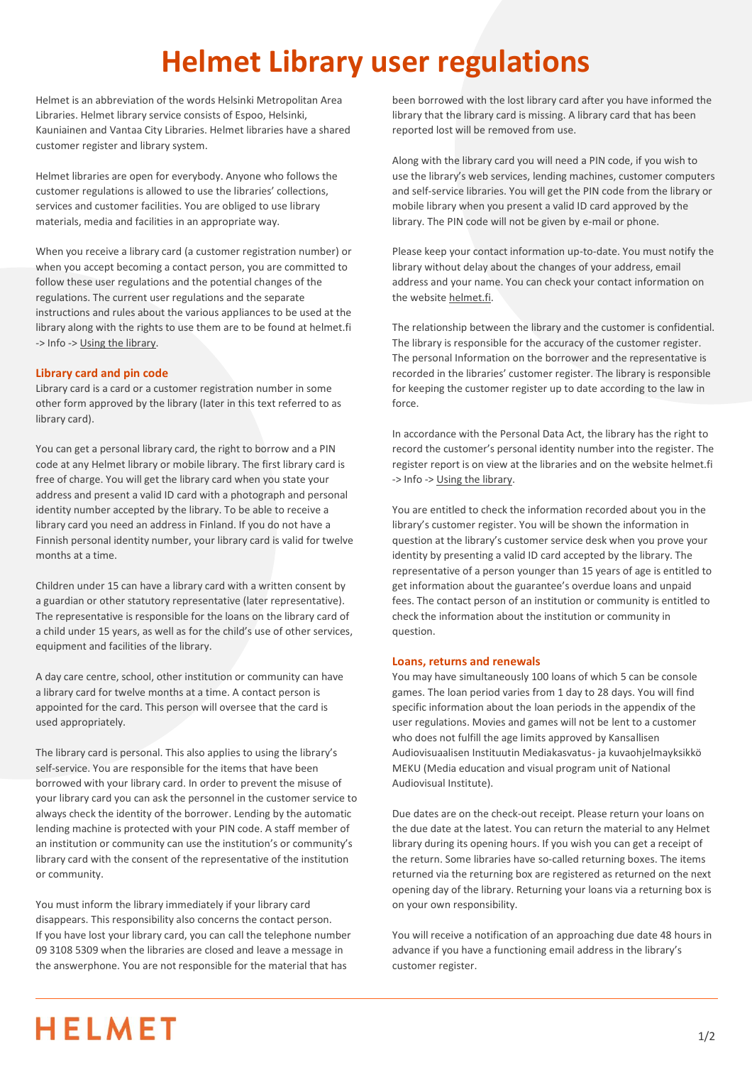# Helmet Library user regulations

Helmet is an abbreviation of the words Helsinki Metropolitan Area Libraries. Helmet library service consists of Espoo, Helsinki, Kauniainen and Vantaa City Libraries. Helmet libraries have a shared customer register and library system.

Helmet libraries are open for everybody. Anyone who follows the customer regulations is allowed to use the libraries' collections, services and customer facilities. You are obliged to use library materials, media and facilities in an appropriate way.

When you receive a library card (a customer registration number) or when you accept becoming a contact person, you are committed to follow these user regulations and the potential changes of the regulations. The current user regulations and the separate instructions and rules about the various appliances to be used at the library along with the rights to use them are to be found at helmet.fi -> Info -> Using the library.

## Library card and pin code

Library card is a card or a customer registration number in some other form approved by the library (later in this text referred to as library card).

You can get a personal library card, the right to borrow and a PIN code at any Helmet library or mobile library. The first library card is free of charge. You will get the library card when you state your address and present a valid ID card with a photograph and personal identity number accepted by the library. To be able to receive a library card you need an address in Finland. If you do not have a Finnish personal identity number, your library card is valid for twelve months at a time.

Children under 15 can have a library card with a written consent by a guardian or other statutory representative (later representative). The representative is responsible for the loans on the library card of a child under 15 years, as well as for the child's use of other services, equipment and facilities of the library.

A day care centre, school, other institution or community can have a library card for twelve months at a time. A contact person is appointed for the card. This person will oversee that the card is used appropriately.

The library card is personal. This also applies to using the library's self-service. You are responsible for the items that have been borrowed with your library card. In order to prevent the misuse of your library card you can ask the personnel in the customer service to always check the identity of the borrower. Lending by the automatic lending machine is protected with your PIN code. A staff member of an institution or community can use the institution's or community's library card with the consent of the representative of the institution or community.

You must inform the library immediately if your library card disappears. This responsibility also concerns the contact person. If you have lost your library card, you can call the telephone number 09 3108 5309 when the libraries are closed and leave a message in the answerphone. You are not responsible for the material that has been borrowed with the lost library card after you have informed the library that the library card is missing. A library card that has been reported lost will be removed from use.

Along with the library card you will need a PIN code, if you wish to use the library's web services, lending machines, customer computers and self-service libraries. You will get the PIN code from the library or mobile library when you present a valid ID card approved by the library. The PIN code will not be given by e-mail or phone.

Please keep your contact information up-to-date. You must notify the library without delay about the changes of your address, email address and your name. You can check your contact information on the website helmet.fi.

The relationship between the library and the customer is confidential. The library is responsible for the accuracy of the customer register. The personal Information on the borrower and the representative is recorded in the libraries' customer register. The library is responsible for keeping the customer register up to date according to the law in force.

In accordance with the Personal Data Act, the library has the right to record the customer's personal identity number into the register. The register report is on view at the libraries and on the website helmet.fi -> Info -> Using the library.

You are entitled to check the information recorded about you in the library's customer register. You will be shown the information in question at the library's customer service desk when you prove your identity by presenting a valid ID card accepted by the library. The representative of a person younger than 15 years of age is entitled to get information about the guarantee's overdue loans and unpaid fees. The contact person of an institution or community is entitled to check the information about the institution or community in question.

## Loans, returns and renewals

You may have simultaneously 100 loans of which 5 can be console games. The loan period varies from 1 day to 28 days. You will find specific information about the loan periods in the appendix of the user regulations. Movies and games will not be lent to a customer who does not fulfill the age limits approved by Kansallisen Audiovisuaalisen Instituutin Mediakasvatus- ja kuvaohjelmayksikkö MEKU (Media education and visual program unit of National Audiovisual Institute).

Due dates are on the check-out receipt. Please return your loans on the due date at the latest. You can return the material to any Helmet library during its opening hours. If you wish you can get a receipt of the return. Some libraries have so-called returning boxes. The items returned via the returning box are registered as returned on the next opening day of the library. Returning your loans via a returning box is on your own responsibility.

You will receive a notification of an approaching due date 48 hours in advance if you have a functioning email address in the library's customer register.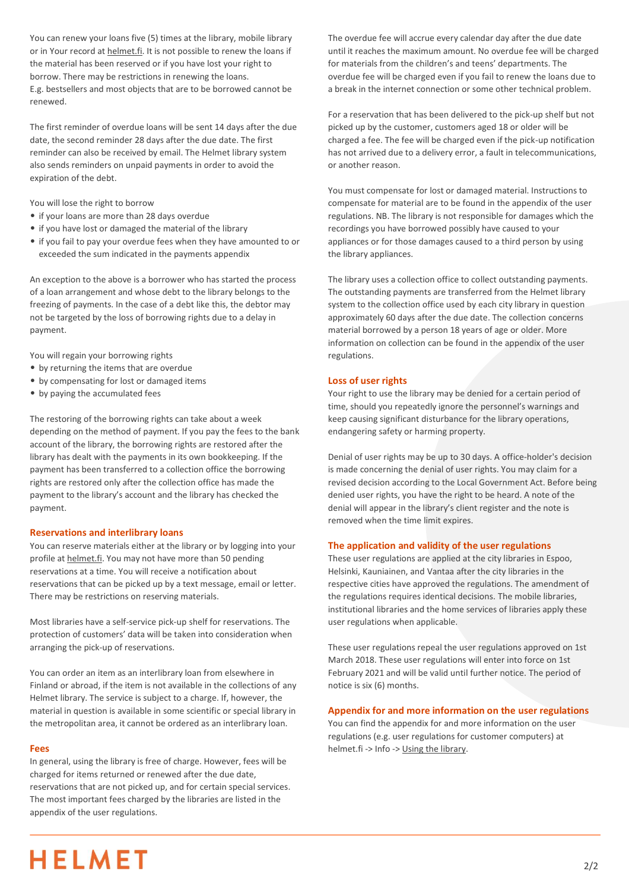You can renew your loans five (5) times at the library, mobile library or in Your record at helmet.fi. It is not possible to renew the loans if the material has been reserved or if you have lost your right to borrow. There may be restrictions in renewing the loans. E.g. bestsellers and most objects that are to be borrowed cannot be renewed.

The first reminder of overdue loans will be sent 14 days after the due date, the second reminder 28 days after the due date. The first reminder can also be received by email. The Helmet library system also sends reminders on unpaid payments in order to avoid the expiration of the debt.

You will lose the right to borrow

- if your loans are more than 28 days overdue
- if you have lost or damaged the material of the library
- if you fail to pay your overdue fees when they have amounted to or exceeded the sum indicated in the payments appendix

An exception to the above is a borrower who has started the process of a loan arrangement and whose debt to the library belongs to the freezing of payments. In the case of a debt like this, the debtor may not be targeted by the loss of borrowing rights due to a delay in payment.

You will regain your borrowing rights

- by returning the items that are overdue
- by compensating for lost or damaged items
- by paying the accumulated fees

The restoring of the borrowing rights can take about a week depending on the method of payment. If you pay the fees to the bank account of the library, the borrowing rights are restored after the library has dealt with the payments in its own bookkeeping. If the payment has been transferred to a collection office the borrowing rights are restored only after the collection office has made the payment to the library's account and the library has checked the payment.

## Reservations and interlibrary loans

You can reserve materials either at the library or by logging into your profile at helmet.fi. You may not have more than 50 pending reservations at a time. You will receive a notification about reservations that can be picked up by a text message, email or letter. There may be restrictions on reserving materials.

Most libraries have a self-service pick-up shelf for reservations. The protection of customers' data will be taken into consideration when arranging the pick-up of reservations.

You can order an item as an interlibrary loan from elsewhere in Finland or abroad, if the item is not available in the collections of any Helmet library. The service is subject to a charge. If, however, the material in question is available in some scientific or special library in the metropolitan area, it cannot be ordered as an interlibrary loan.

## Fees

In general, using the library is free of charge. However, fees will be charged for items returned or renewed after the due date, reservations that are not picked up, and for certain special services. The most important fees charged by the libraries are listed in the appendix of the user regulations.

The overdue fee will accrue every calendar day after the due date until it reaches the maximum amount. No overdue fee will be charged for materials from the children's and teens' departments. The overdue fee will be charged even if you fail to renew the loans due to a break in the internet connection or some other technical problem.

For a reservation that has been delivered to the pick-up shelf but not picked up by the customer, customers aged 18 or older will be charged a fee. The fee will be charged even if the pick-up notification has not arrived due to a delivery error, a fault in telecommunications, or another reason.

You must compensate for lost or damaged material. Instructions to compensate for material are to be found in the appendix of the user regulations. NB. The library is not responsible for damages which the recordings you have borrowed possibly have caused to your appliances or for those damages caused to a third person by using the library appliances.

The library uses a collection office to collect outstanding payments. The outstanding payments are transferred from the Helmet library system to the collection office used by each city library in question approximately 60 days after the due date. The collection concerns material borrowed by a person 18 years of age or older. More information on collection can be found in the appendix of the user regulations.

## Loss of user rights

Your right to use the library may be denied for a certain period of time, should you repeatedly ignore the personnel's warnings and keep causing significant disturbance for the library operations, endangering safety or harming property.

Denial of user rights may be up to 30 days. A office-holder's decision is made concerning the denial of user rights. You may claim for a revised decision according to the Local Government Act. Before being denied user rights, you have the right to be heard. A note of the denial will appear in the library's client register and the note is removed when the time limit expires.

## The application and validity of the user regulations

These user regulations are applied at the city libraries in Espoo, Helsinki, Kauniainen, and Vantaa after the city libraries in the respective cities have approved the regulations. The amendment of the regulations requires identical decisions. The mobile libraries, institutional libraries and the home services of libraries apply these user regulations when applicable.

These user regulations repeal the user regulations approved on 1st March 2018. These user regulations will enter into force on 1st February 2021 and will be valid until further notice. The period of notice is six (6) months.

## Appendix for and more information on the user regulations

You can find the appendix for and more information on the user regulations (e.g. user regulations for customer computers) at helmet.fi -> Info -> Using the library.

HELMET